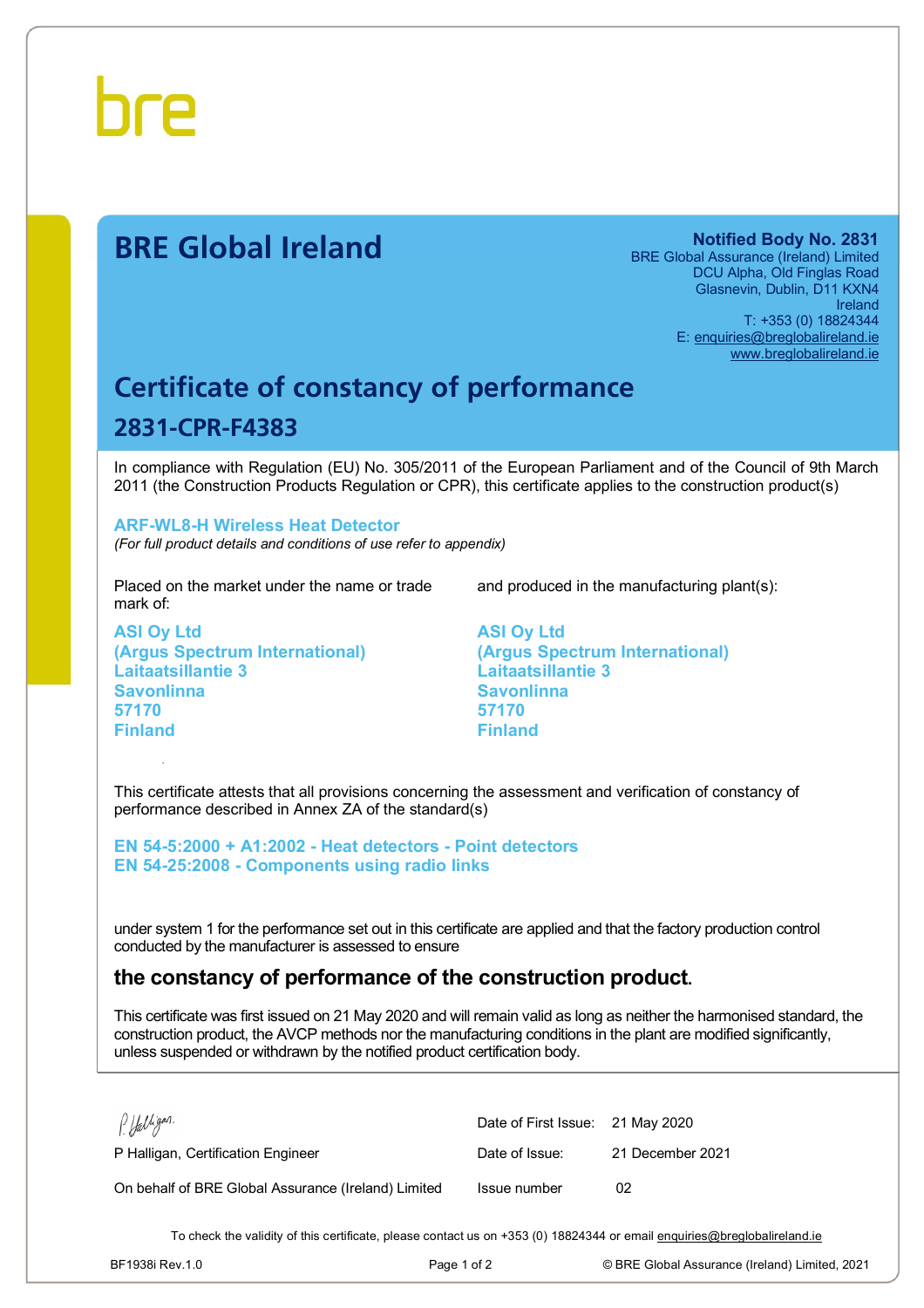bre

# BRE Global Ireland

**Notified Body No. 2831**
BRE Global Assurance (Ireland) Limited
DCU Alpha, Old Finglas Road
Glasnevin, Dublin, D11 KXN4
Ireland
T: +353 (0) 18824344
E: enquiries@breglobalireland.ie
www.breglobalireland.ie

## Certificate of constancy of performance

## 2831-CPR-F4383

In compliance with Regulation (EU) No. 305/2011 of the European Parliament and of the Council of 9th March 2011 (the Construction Products Regulation or CPR), this certificate applies to the construction product(s)

**ARF-WL8-H Wireless Heat Detector**
*(For full product details and conditions of use refer to appendix)*

Placed on the market under the name or trade mark of:

**ASI Oy Ltd**
**(Argus Spectrum International)**
**Laitaatsillantie 3**
**Savonlinna**
**57170**
**Finland**

and produced in the manufacturing plant(s):

**ASI Oy Ltd**
**(Argus Spectrum International)**
**Laitaatsillantie 3**
**Savonlinna**
**57170**
**Finland**

This certificate attests that all provisions concerning the assessment and verification of constancy of performance described in Annex ZA of the standard(s)

**EN 54-5:2000 + A1:2002 - Heat detectors - Point detectors**
**EN 54-25:2008 - Components using radio links**

under system 1 for the performance set out in this certificate are applied and that the factory production control conducted by the manufacturer is assessed to ensure

### the constancy of performance of the construction product.

This certificate was first issued on 21 May 2020 and will remain valid as long as neither the harmonised standard, the construction product, the AVCP methods nor the manufacturing conditions in the plant are modified significantly, unless suspended or withdrawn by the notified product certification body.

P Halligan, Certification Engineer

On behalf of BRE Global Assurance (Ireland) Limited

| | |
|---|---|
| Date of First Issue: | 21 May 2020 |
| Date of Issue: | 21 December 2021 |
| Issue number | 02 |

To check the validity of this certificate, please contact us on +353 (0) 18824344 or email enquiries@breglobalireland.ie

BF1938i Rev.1.0 © BRE Global Assurance (Ireland) Limited, 2021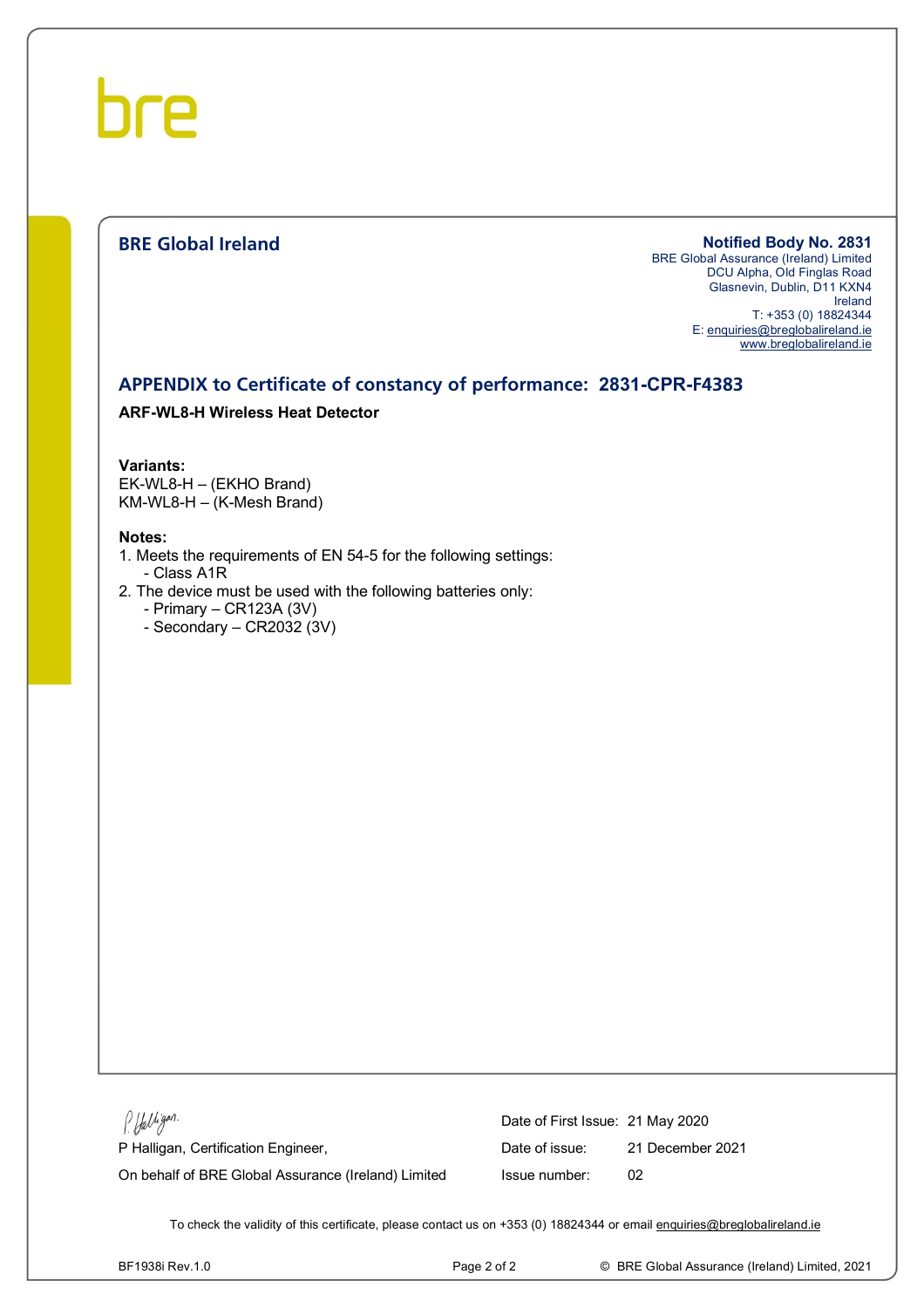bre

**BRE Global Ireland**

**Notified Body No. 2831**
BRE Global Assurance (Ireland) Limited
DCU Alpha, Old Finglas Road
Glasnevin, Dublin, D11 KXN4
Ireland
T: +353 (0) 18824344
E: enquiries@breglobalireland.ie
www.breglobalireland.ie

## APPENDIX to Certificate of constancy of performance: 2831-CPR-F4383

**ARF-WL8-H Wireless Heat Detector**

**Variants:**
EK-WL8-H – (EKHO Brand)
KM-WL8-H – (K-Mesh Brand)

**Notes:**
1. Meets the requirements of EN 54-5 for the following settings:
   - Class A1R
2. The device must be used with the following batteries only:
   - Primary – CR123A (3V)
   - Secondary – CR2032 (3V)

P Halligan, Certification Engineer,
On behalf of BRE Global Assurance (Ireland) Limited

| | |
|---|---|
| Date of First Issue: | 21 May 2020 |
| Date of issue: | 21 December 2021 |
| Issue number: | 02 |

To check the validity of this certificate, please contact us on +353 (0) 18824344 or email enquiries@breglobalireland.ie

BF1938i Rev.1.0

© BRE Global Assurance (Ireland) Limited, 2021